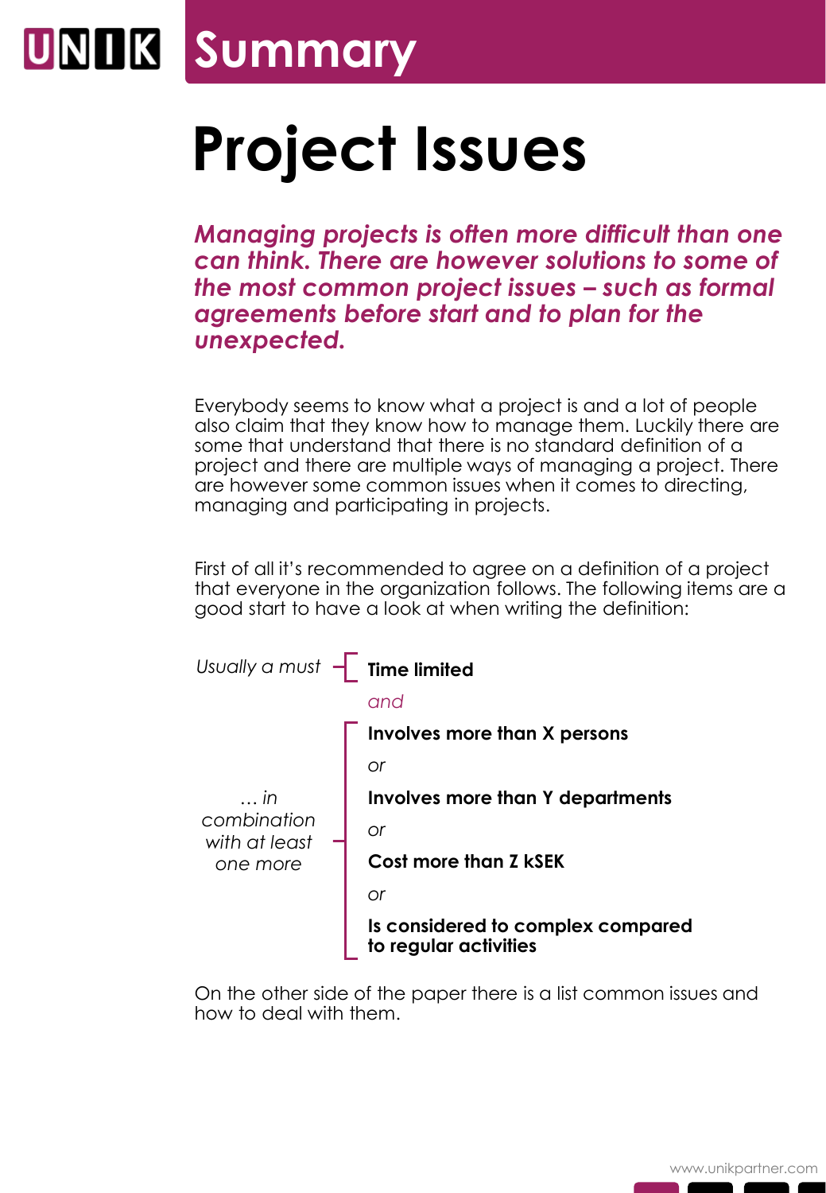UNIK **Summary**

# Project Issues

***Managing projects is often more difficult than one can think. There are however solutions to some of the most common project issues – such as formal agreements before start and to plan for the unexpected.***

Everybody seems to know what a project is and a lot of people also claim that they know how to manage them. Luckily there are some that understand that there is no standard definition of a project and there are multiple ways of managing a project. There are however some common issues when it comes to directing, managing and participating in projects.

First of all it's recommended to agree on a definition of a project that everyone in the organization follows. The following items are a good start to have a look at when writing the definition:

*Usually a must*

- **Time limited**

*and*

*… in combination with at least one more*

- **Involves more than X persons**
  *or*
- **Involves more than Y departments**
  *or*
- **Cost more than Z kSEK**
  *or*
- **Is considered to complex compared to regular activities**

On the other side of the paper there is a list common issues and how to deal with them.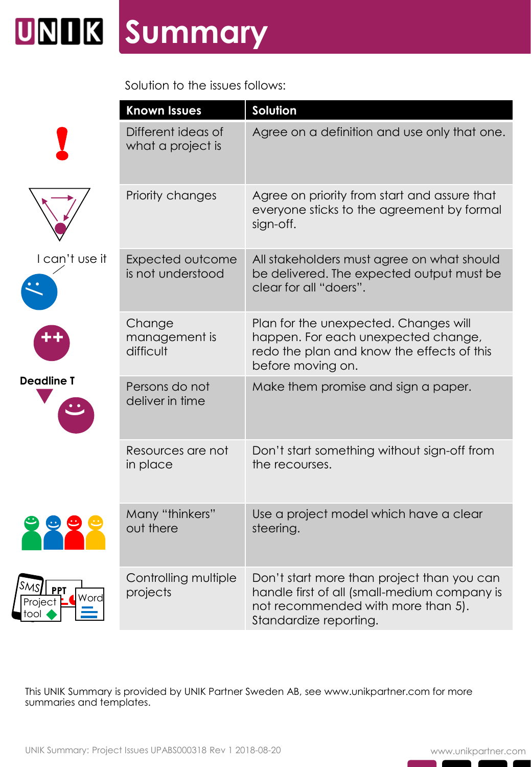# Summary

Solution to the issues follows:

| Known Issues | Solution |
|---|---|
| Different ideas of what a project is | Agree on a definition and use only that one. |
| Priority changes | Agree on priority from start and assure that everyone sticks to the agreement by formal sign-off. |
| Expected outcome is not understood | All stakeholders must agree on what should be delivered. The expected output must be clear for all "doers". |
| Change management is difficult | Plan for the unexpected. Changes will happen. For each unexpected change, redo the plan and know the effects of this before moving on. |
| Persons do not deliver in time | Make them promise and sign a paper. |
| Resources are not in place | Don't start something without sign-off from the recourses. |
| Many "thinkers" out there | Use a project model which have a clear steering. |
| Controlling multiple projects | Don't start more than project than you can handle first of all (small-medium company is not recommended with more than 5). Standardize reporting. |

This UNIK Summary is provided by UNIK Partner Sweden AB, see www.unikpartner.com for more summaries and templates.